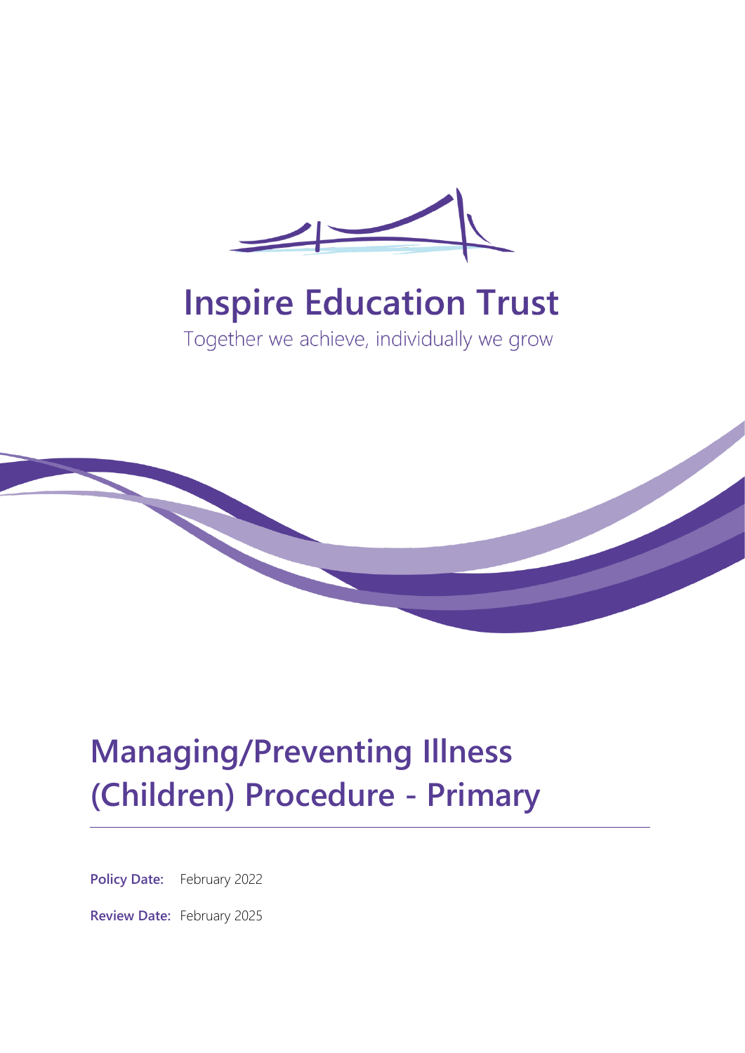Inspire Education Trust

Together we achieve, individually we grow

# Managing/Preventing Illness (Children) Procedure - Primary

**Policy Date:** February 2022

**Review Date:** February 2025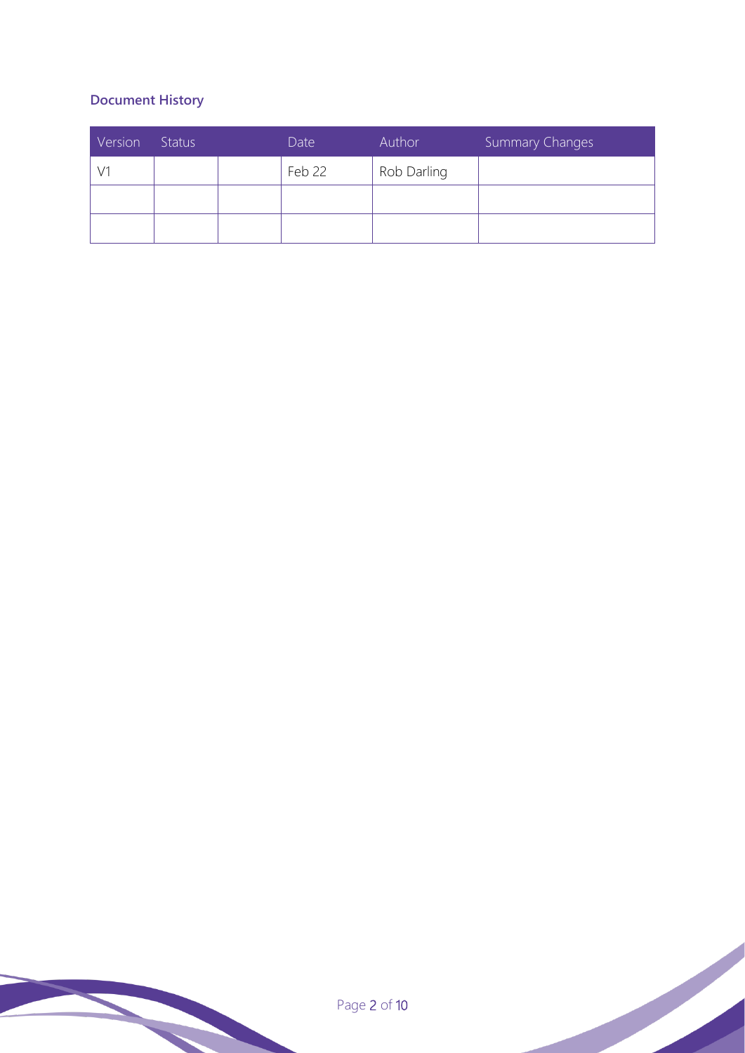### Document History

| Version | Status | | Date | Author | Summary Changes |
|---|---|---|---|---|---|
| V1 | | | Feb 22 | Rob Darling | |
| | | | | | |
| | | | | | |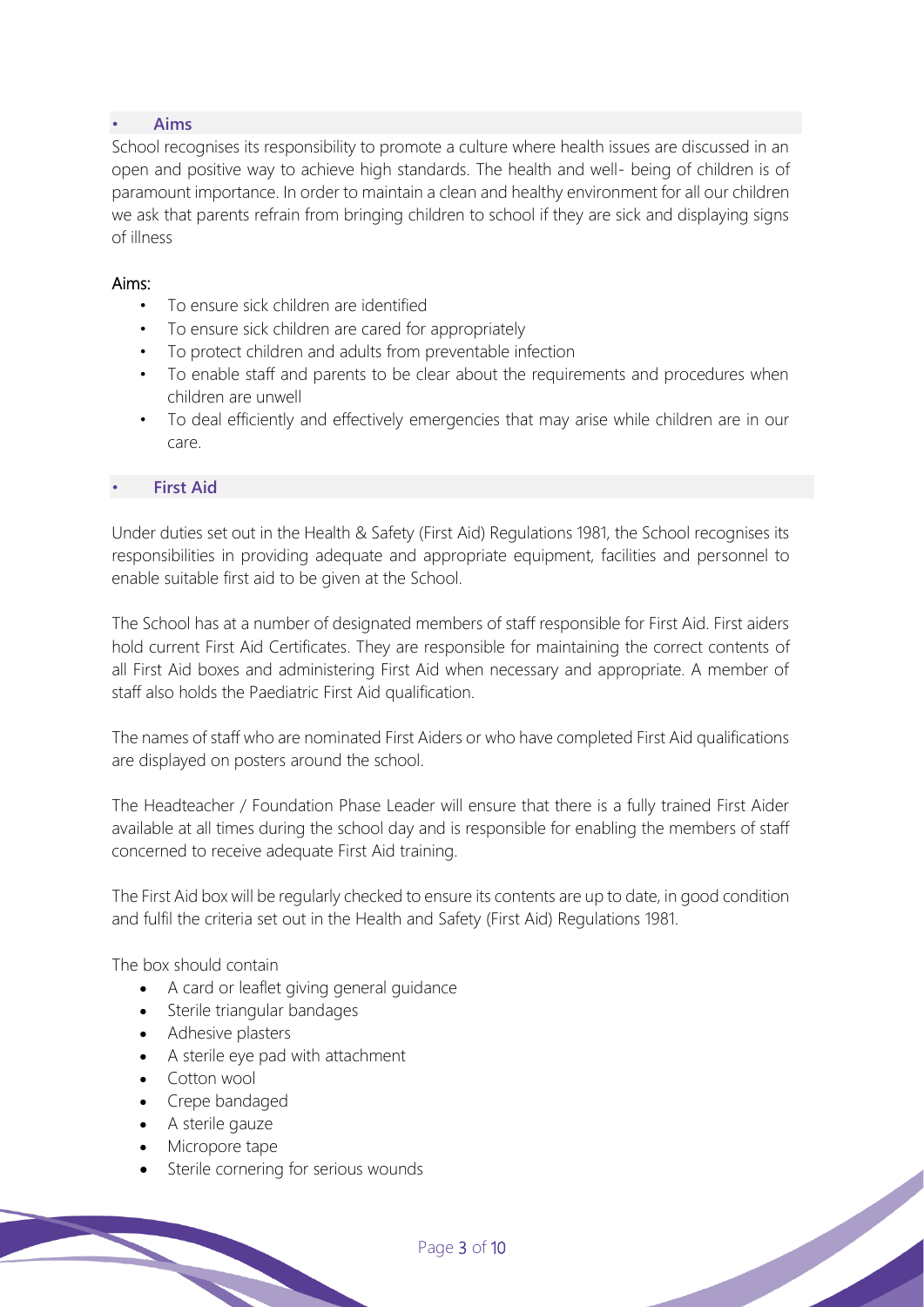## • Aims

School recognises its responsibility to promote a culture where health issues are discussed in an open and positive way to achieve high standards. The health and well- being of children is of paramount importance. In order to maintain a clean and healthy environment for all our children we ask that parents refrain from bringing children to school if they are sick and displaying signs of illness

### Aims:

- To ensure sick children are identified
- To ensure sick children are cared for appropriately
- To protect children and adults from preventable infection
- To enable staff and parents to be clear about the requirements and procedures when children are unwell
- To deal efficiently and effectively emergencies that may arise while children are in our care.

## • First Aid

Under duties set out in the Health & Safety (First Aid) Regulations 1981, the School recognises its responsibilities in providing adequate and appropriate equipment, facilities and personnel to enable suitable first aid to be given at the School.

The School has at a number of designated members of staff responsible for First Aid. First aiders hold current First Aid Certificates. They are responsible for maintaining the correct contents of all First Aid boxes and administering First Aid when necessary and appropriate. A member of staff also holds the Paediatric First Aid qualification.

The names of staff who are nominated First Aiders or who have completed First Aid qualifications are displayed on posters around the school.

The Headteacher / Foundation Phase Leader will ensure that there is a fully trained First Aider available at all times during the school day and is responsible for enabling the members of staff concerned to receive adequate First Aid training.

The First Aid box will be regularly checked to ensure its contents are up to date, in good condition and fulfil the criteria set out in the Health and Safety (First Aid) Regulations 1981.

The box should contain

- A card or leaflet giving general guidance
- Sterile triangular bandages
- Adhesive plasters
- A sterile eye pad with attachment
- Cotton wool
- Crepe bandaged
- A sterile gauze
- Micropore tape
- Sterile cornering for serious wounds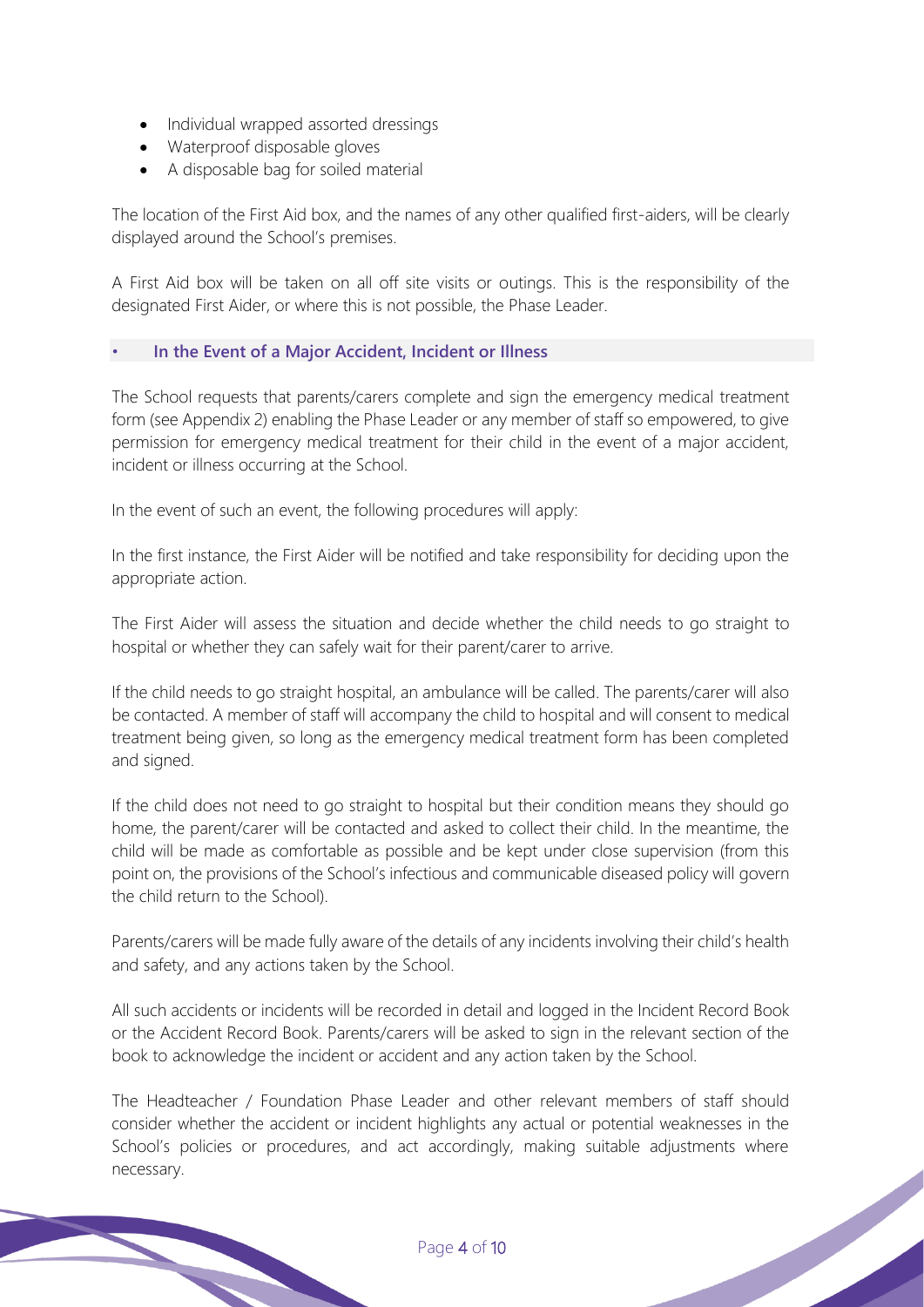- Individual wrapped assorted dressings
- Waterproof disposable gloves
- A disposable bag for soiled material

The location of the First Aid box, and the names of any other qualified first-aiders, will be clearly displayed around the School's premises.

A First Aid box will be taken on all off site visits or outings. This is the responsibility of the designated First Aider, or where this is not possible, the Phase Leader.

### In the Event of a Major Accident, Incident or Illness

The School requests that parents/carers complete and sign the emergency medical treatment form (see Appendix 2) enabling the Phase Leader or any member of staff so empowered, to give permission for emergency medical treatment for their child in the event of a major accident, incident or illness occurring at the School.

In the event of such an event, the following procedures will apply:

In the first instance, the First Aider will be notified and take responsibility for deciding upon the appropriate action.

The First Aider will assess the situation and decide whether the child needs to go straight to hospital or whether they can safely wait for their parent/carer to arrive.

If the child needs to go straight hospital, an ambulance will be called. The parents/carer will also be contacted. A member of staff will accompany the child to hospital and will consent to medical treatment being given, so long as the emergency medical treatment form has been completed and signed.

If the child does not need to go straight to hospital but their condition means they should go home, the parent/carer will be contacted and asked to collect their child. In the meantime, the child will be made as comfortable as possible and be kept under close supervision (from this point on, the provisions of the School's infectious and communicable diseased policy will govern the child return to the School).

Parents/carers will be made fully aware of the details of any incidents involving their child's health and safety, and any actions taken by the School.

All such accidents or incidents will be recorded in detail and logged in the Incident Record Book or the Accident Record Book. Parents/carers will be asked to sign in the relevant section of the book to acknowledge the incident or accident and any action taken by the School.

The Headteacher / Foundation Phase Leader and other relevant members of staff should consider whether the accident or incident highlights any actual or potential weaknesses in the School's policies or procedures, and act accordingly, making suitable adjustments where necessary.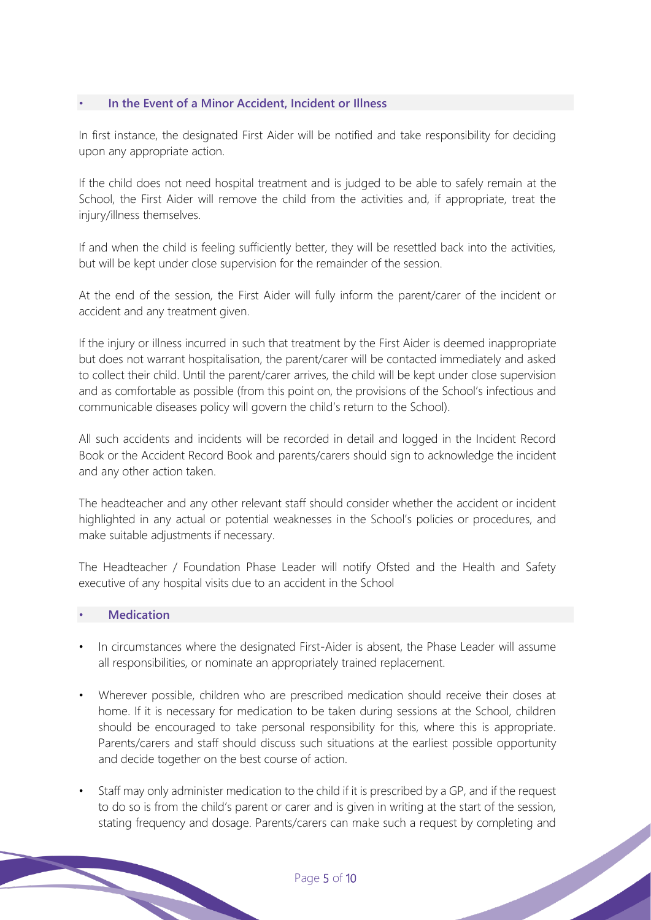### In the Event of a Minor Accident, Incident or Illness

In first instance, the designated First Aider will be notified and take responsibility for deciding upon any appropriate action.

If the child does not need hospital treatment and is judged to be able to safely remain at the School, the First Aider will remove the child from the activities and, if appropriate, treat the injury/illness themselves.

If and when the child is feeling sufficiently better, they will be resettled back into the activities, but will be kept under close supervision for the remainder of the session.

At the end of the session, the First Aider will fully inform the parent/carer of the incident or accident and any treatment given.

If the injury or illness incurred in such that treatment by the First Aider is deemed inappropriate but does not warrant hospitalisation, the parent/carer will be contacted immediately and asked to collect their child. Until the parent/carer arrives, the child will be kept under close supervision and as comfortable as possible (from this point on, the provisions of the School's infectious and communicable diseases policy will govern the child's return to the School).

All such accidents and incidents will be recorded in detail and logged in the Incident Record Book or the Accident Record Book and parents/carers should sign to acknowledge the incident and any other action taken.

The headteacher and any other relevant staff should consider whether the accident or incident highlighted in any actual or potential weaknesses in the School's policies or procedures, and make suitable adjustments if necessary.

The Headteacher / Foundation Phase Leader will notify Ofsted and the Health and Safety executive of any hospital visits due to an accident in the School

### Medication

- In circumstances where the designated First-Aider is absent, the Phase Leader will assume all responsibilities, or nominate an appropriately trained replacement.
- Wherever possible, children who are prescribed medication should receive their doses at home. If it is necessary for medication to be taken during sessions at the School, children should be encouraged to take personal responsibility for this, where this is appropriate. Parents/carers and staff should discuss such situations at the earliest possible opportunity and decide together on the best course of action.
- Staff may only administer medication to the child if it is prescribed by a GP, and if the request to do so is from the child's parent or carer and is given in writing at the start of the session, stating frequency and dosage. Parents/carers can make such a request by completing and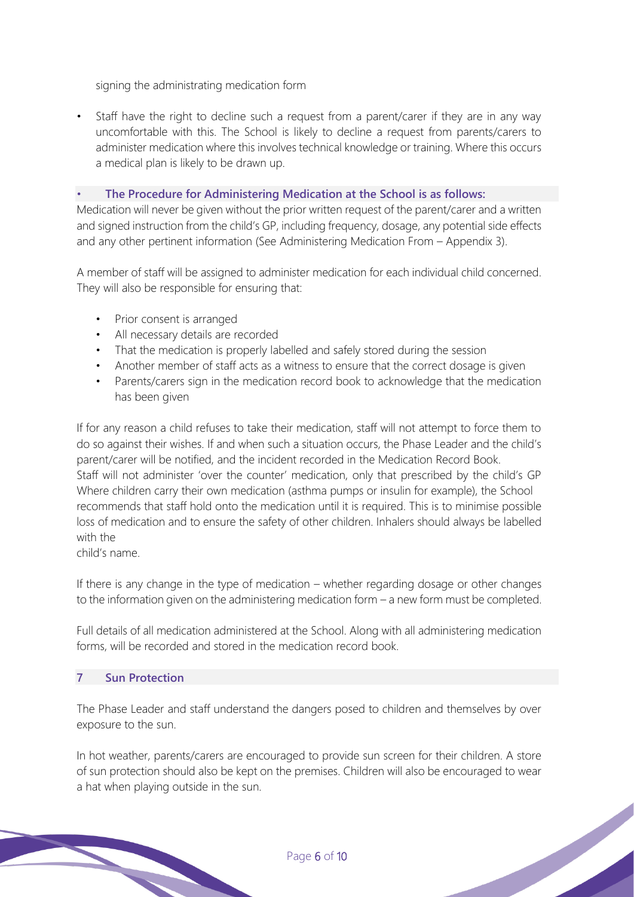signing the administrating medication form

- Staff have the right to decline such a request from a parent/carer if they are in any way uncomfortable with this. The School is likely to decline a request from parents/carers to administer medication where this involves technical knowledge or training. Where this occurs a medical plan is likely to be drawn up.

- **The Procedure for Administering Medication at the School is as follows:**

Medication will never be given without the prior written request of the parent/carer and a written and signed instruction from the child's GP, including frequency, dosage, any potential side effects and any other pertinent information (See Administering Medication From – Appendix 3).

A member of staff will be assigned to administer medication for each individual child concerned. They will also be responsible for ensuring that:

- Prior consent is arranged
- All necessary details are recorded
- That the medication is properly labelled and safely stored during the session
- Another member of staff acts as a witness to ensure that the correct dosage is given
- Parents/carers sign in the medication record book to acknowledge that the medication has been given

If for any reason a child refuses to take their medication, staff will not attempt to force them to do so against their wishes. If and when such a situation occurs, the Phase Leader and the child's parent/carer will be notified, and the incident recorded in the Medication Record Book.
Staff will not administer 'over the counter' medication, only that prescribed by the child's GP
Where children carry their own medication (asthma pumps or insulin for example), the School recommends that staff hold onto the medication until it is required. This is to minimise possible loss of medication and to ensure the safety of other children. Inhalers should always be labelled with the
child's name.

If there is any change in the type of medication – whether regarding dosage or other changes to the information given on the administering medication form – a new form must be completed.

Full details of all medication administered at the School. Along with all administering medication forms, will be recorded and stored in the medication record book.

## 7 Sun Protection

The Phase Leader and staff understand the dangers posed to children and themselves by over exposure to the sun.

In hot weather, parents/carers are encouraged to provide sun screen for their children. A store of sun protection should also be kept on the premises. Children will also be encouraged to wear a hat when playing outside in the sun.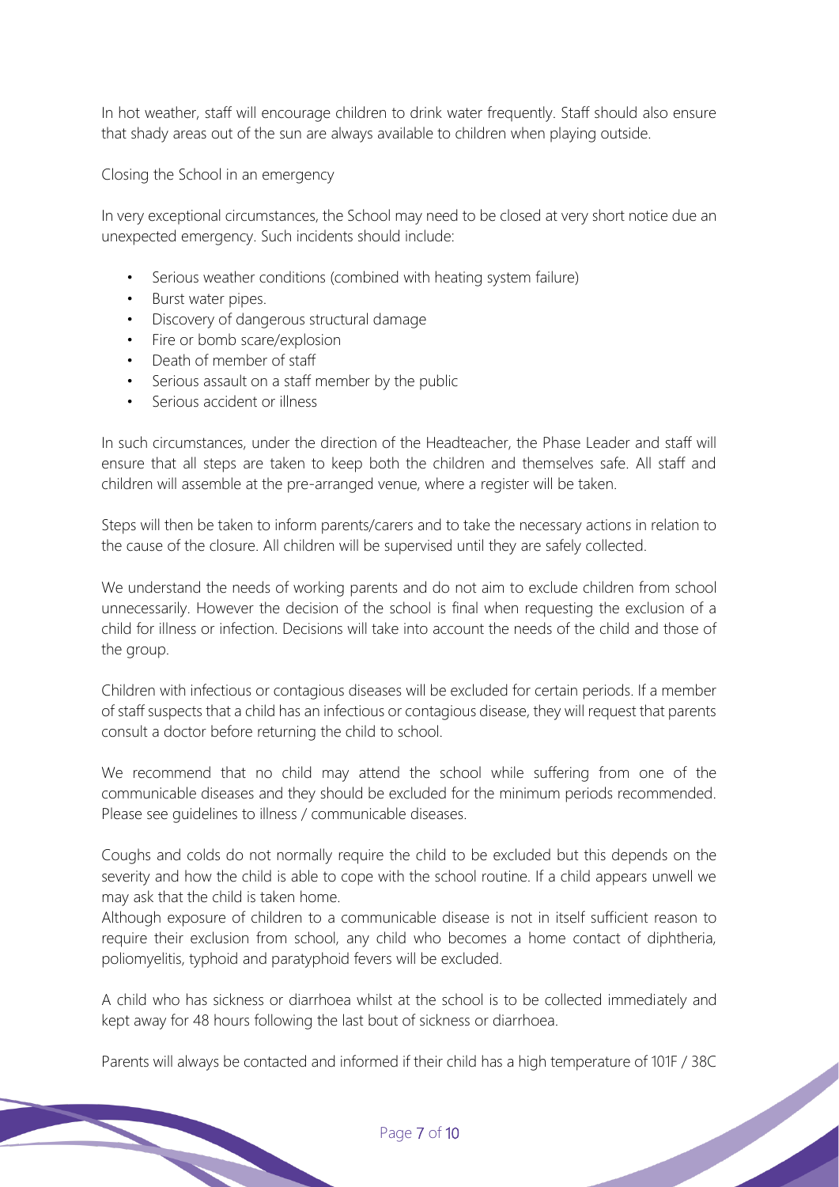In hot weather, staff will encourage children to drink water frequently. Staff should also ensure that shady areas out of the sun are always available to children when playing outside.

Closing the School in an emergency

In very exceptional circumstances, the School may need to be closed at very short notice due an unexpected emergency. Such incidents should include:

- Serious weather conditions (combined with heating system failure)
- Burst water pipes.
- Discovery of dangerous structural damage
- Fire or bomb scare/explosion
- Death of member of staff
- Serious assault on a staff member by the public
- Serious accident or illness

In such circumstances, under the direction of the Headteacher, the Phase Leader and staff will ensure that all steps are taken to keep both the children and themselves safe. All staff and children will assemble at the pre-arranged venue, where a register will be taken.

Steps will then be taken to inform parents/carers and to take the necessary actions in relation to the cause of the closure. All children will be supervised until they are safely collected.

We understand the needs of working parents and do not aim to exclude children from school unnecessarily. However the decision of the school is final when requesting the exclusion of a child for illness or infection. Decisions will take into account the needs of the child and those of the group.

Children with infectious or contagious diseases will be excluded for certain periods. If a member of staff suspects that a child has an infectious or contagious disease, they will request that parents consult a doctor before returning the child to school.

We recommend that no child may attend the school while suffering from one of the communicable diseases and they should be excluded for the minimum periods recommended. Please see guidelines to illness / communicable diseases.

Coughs and colds do not normally require the child to be excluded but this depends on the severity and how the child is able to cope with the school routine. If a child appears unwell we may ask that the child is taken home.

Although exposure of children to a communicable disease is not in itself sufficient reason to require their exclusion from school, any child who becomes a home contact of diphtheria, poliomyelitis, typhoid and paratyphoid fevers will be excluded.

A child who has sickness or diarrhoea whilst at the school is to be collected immediately and kept away for 48 hours following the last bout of sickness or diarrhoea.

Parents will always be contacted and informed if their child has a high temperature of 101F / 38C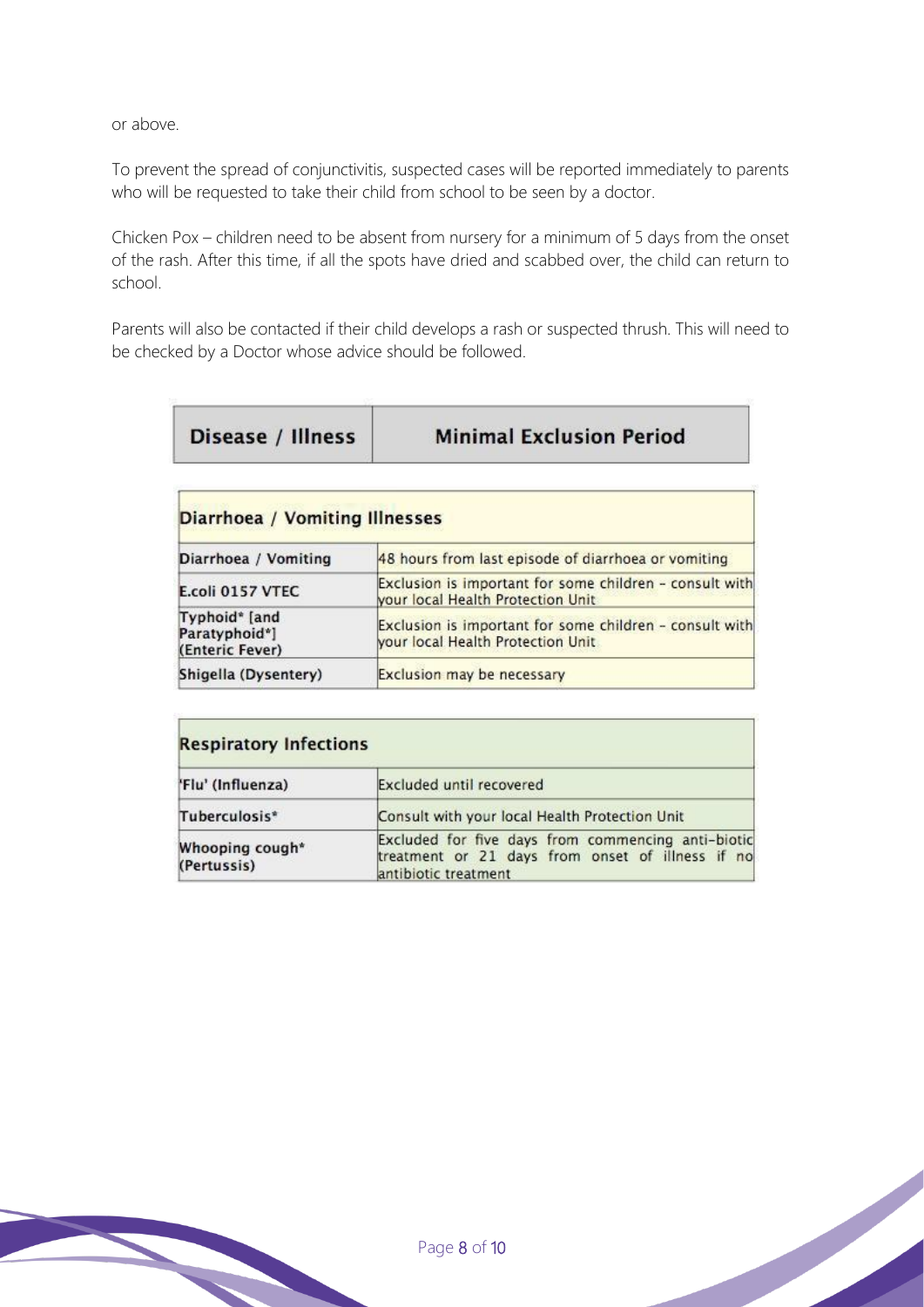or above.

To prevent the spread of conjunctivitis, suspected cases will be reported immediately to parents who will be requested to take their child from school to be seen by a doctor.

Chicken Pox – children need to be absent from nursery for a minimum of 5 days from the onset of the rash. After this time, if all the spots have dried and scabbed over, the child can return to school.

Parents will also be contacted if their child develops a rash or suspected thrush. This will need to be checked by a Doctor whose advice should be followed.

| Disease / Illness | Minimal Exclusion Period |
|---|---|
| **Diarrhoea / Vomiting Illnesses** | |
| Diarrhoea / Vomiting | 48 hours from last episode of diarrhoea or vomiting |
| E.coli 0157 VTEC | Exclusion is important for some children - consult with your local Health Protection Unit |
| Typhoid* [and Paratyphoid*] (Enteric Fever) | Exclusion is important for some children - consult with your local Health Protection Unit |
| Shigella (Dysentery) | Exclusion may be necessary |
| **Respiratory Infections** | |
| 'Flu' (Influenza) | Excluded until recovered |
| Tuberculosis* | Consult with your local Health Protection Unit |
| Whooping cough* (Pertussis) | Excluded for five days from commencing anti-biotic treatment or 21 days from onset of illness if no antibiotic treatment |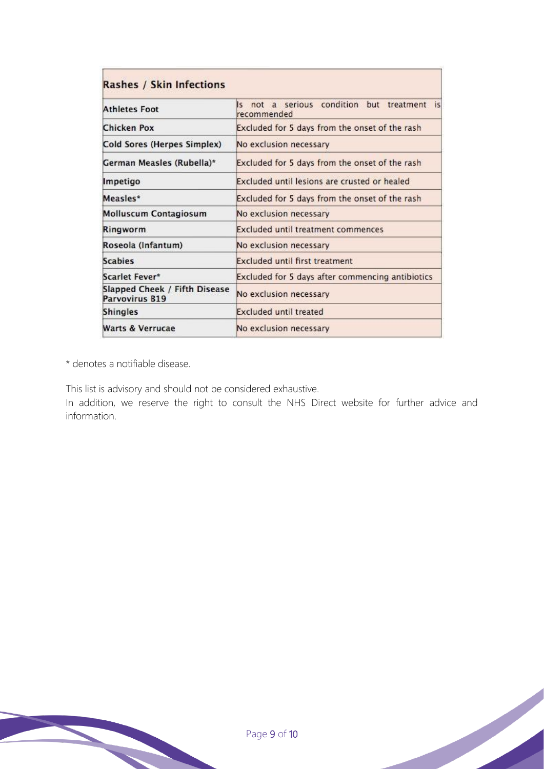| Rashes / Skin Infections | |
|---|---|
| Athletes Foot | Is not a serious condition but treatment is recommended |
| Chicken Pox | Excluded for 5 days from the onset of the rash |
| Cold Sores (Herpes Simplex) | No exclusion necessary |
| German Measles (Rubella)* | Excluded for 5 days from the onset of the rash |
| Impetigo | Excluded until lesions are crusted or healed |
| Measles* | Excluded for 5 days from the onset of the rash |
| Molluscum Contagiosum | No exclusion necessary |
| Ringworm | Excluded until treatment commences |
| Roseola (Infantum) | No exclusion necessary |
| Scabies | Excluded until first treatment |
| Scarlet Fever* | Excluded for 5 days after commencing antibiotics |
| Slapped Cheek / Fifth Disease Parvovirus B19 | No exclusion necessary |
| Shingles | Excluded until treated |
| Warts & Verrucae | No exclusion necessary |

* denotes a notifiable disease.

This list is advisory and should not be considered exhaustive.
In addition, we reserve the right to consult the NHS Direct website for further advice and information.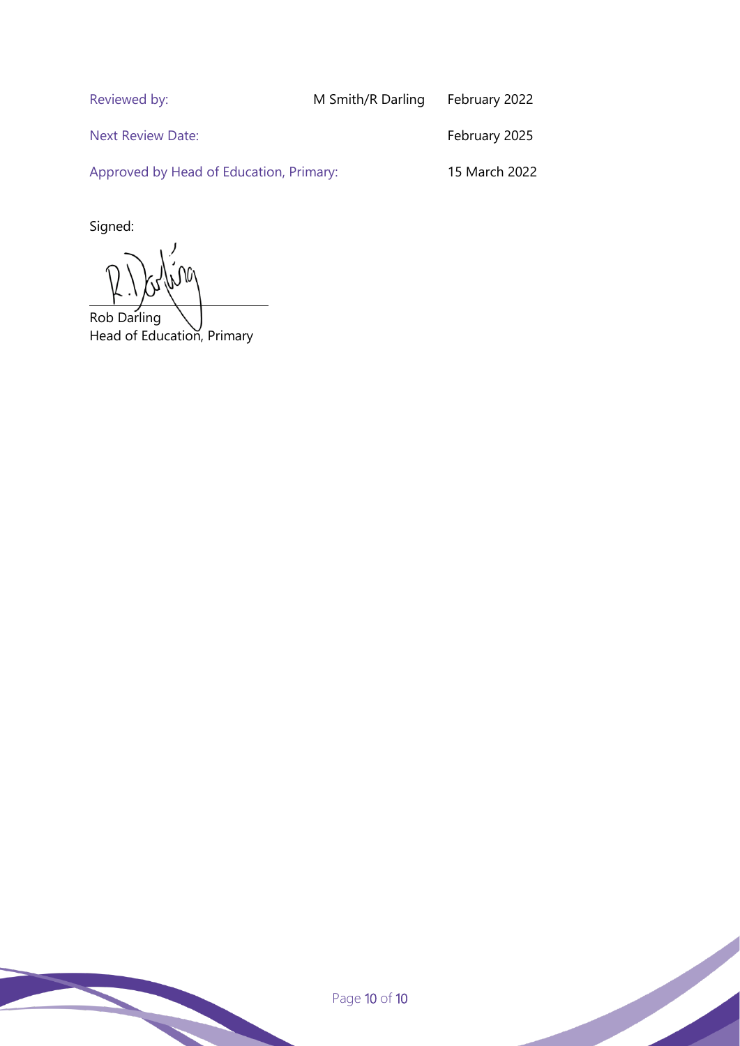| | | |
|---|---|---|
| Reviewed by: | M Smith/R Darling | February 2022 |
| Next Review Date: | | February 2025 |
| Approved by Head of Education, Primary: | | 15 March 2022 |

Signed:

Rob Darling
Head of Education, Primary